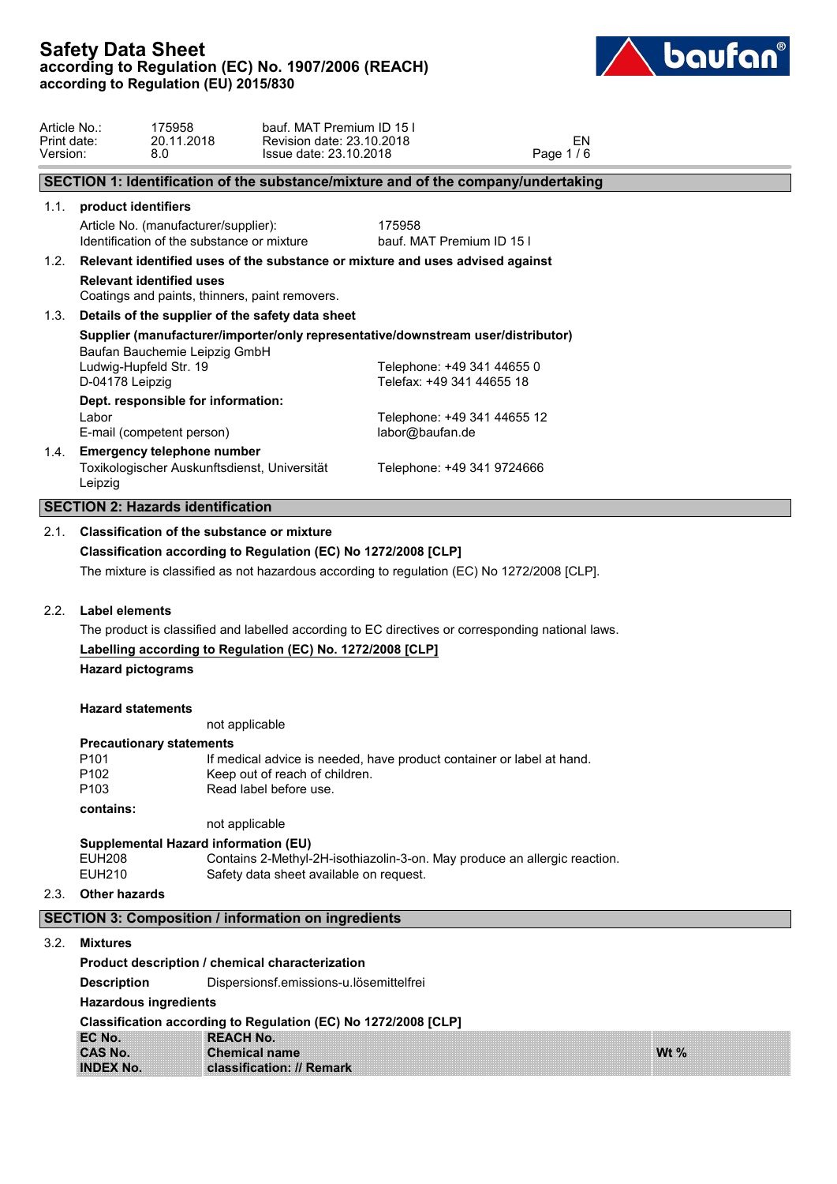# Safety Data Sheet
**according to Regulation (EC) No. 1907/2006 (REACH)**
**according to Regulation (EU) 2015/830**

| | | | |
|---|---|---|---|
| Article No.: | 175958 | bauf. MAT Premium ID 15 l | |
| Print date: | 20.11.2018 | Revision date: 23.10.2018 | EN |
| Version: | 8.0 | Issue date: 23.10.2018 | |

## SECTION 1: Identification of the substance/mixture and of the company/undertaking

### 1.1. product identifiers

| | |
|---|---|
| Article No. (manufacturer/supplier): | 175958 |
| Identification of the substance or mixture | bauf. MAT Premium ID 15 l |

### 1.2. Relevant identified uses of the substance or mixture and uses advised against

**Relevant identified uses**

Coatings and paints, thinners, paint removers.

### 1.3. Details of the supplier of the safety data sheet

**Supplier (manufacturer/importer/only representative/downstream user/distributor)**

Baufan Bauchemie Leipzig GmbH
Ludwig-Hupfeld Str. 19 — Telephone: +49 341 44655 0
D-04178 Leipzig — Telefax: +49 341 44655 18

**Dept. responsible for information:**

Labor — Telephone: +49 341 44655 12
E-mail (competent person) — labor@baufan.de

### 1.4. Emergency telephone number

Toxikologischer Auskunftsdienst, Universität Leipzig — Telephone: +49 341 9724666

## SECTION 2: Hazards identification

### 2.1. Classification of the substance or mixture

**Classification according to Regulation (EC) No 1272/2008 [CLP]**

The mixture is classified as not hazardous according to regulation (EC) No 1272/2008 [CLP].

### 2.2. Label elements

The product is classified and labelled according to EC directives or corresponding national laws.

**Labelling according to Regulation (EC) No. 1272/2008 [CLP]**

**Hazard pictograms**

**Hazard statements**

not applicable

**Precautionary statements**

| | |
|---|---|
| P101 | If medical advice is needed, have product container or label at hand. |
| P102 | Keep out of reach of children. |
| P103 | Read label before use. |

**contains:**

not applicable

**Supplemental Hazard information (EU)**

| | |
|---|---|
| EUH208 | Contains 2-Methyl-2H-isothiazolin-3-on. May produce an allergic reaction. |
| EUH210 | Safety data sheet available on request. |

### 2.3. Other hazards

## SECTION 3: Composition / information on ingredients

### 3.2. Mixtures

**Product description / chemical characterization**

**Description** Dispersionsf.emissions-u.lösemittelfrei

**Hazardous ingredients**

**Classification according to Regulation (EC) No 1272/2008 [CLP]**

| EC No.<br>CAS No.<br>INDEX No. | REACH No.<br>Chemical name<br>classification: // Remark | Wt % |
|---|---|---|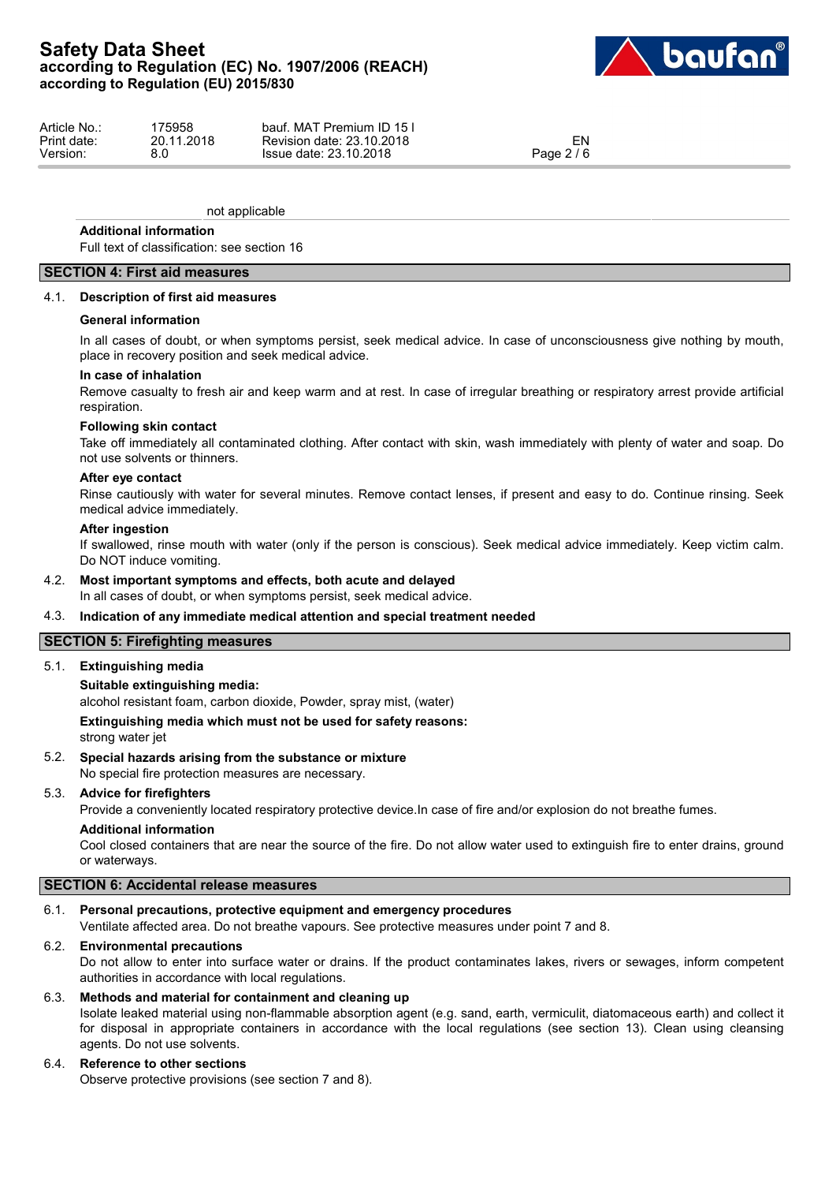not applicable

**Additional information**

Full text of classification: see section 16

## SECTION 4: First aid measures

### 4.1. Description of first aid measures

**General information**

In all cases of doubt, or when symptoms persist, seek medical advice. In case of unconsciousness give nothing by mouth, place in recovery position and seek medical advice.

**In case of inhalation**

Remove casualty to fresh air and keep warm and at rest. In case of irregular breathing or respiratory arrest provide artificial respiration.

**Following skin contact**

Take off immediately all contaminated clothing. After contact with skin, wash immediately with plenty of water and soap. Do not use solvents or thinners.

**After eye contact**

Rinse cautiously with water for several minutes. Remove contact lenses, if present and easy to do. Continue rinsing. Seek medical advice immediately.

**After ingestion**

If swallowed, rinse mouth with water (only if the person is conscious). Seek medical advice immediately. Keep victim calm. Do NOT induce vomiting.

### 4.2. Most important symptoms and effects, both acute and delayed

In all cases of doubt, or when symptoms persist, seek medical advice.

### 4.3. Indication of any immediate medical attention and special treatment needed

## SECTION 5: Firefighting measures

### 5.1. Extinguishing media

**Suitable extinguishing media:**

alcohol resistant foam, carbon dioxide, Powder, spray mist, (water)

**Extinguishing media which must not be used for safety reasons:**

strong water jet

### 5.2. Special hazards arising from the substance or mixture

No special fire protection measures are necessary.

### 5.3. Advice for firefighters

Provide a conveniently located respiratory protective device.In case of fire and/or explosion do not breathe fumes.

**Additional information**

Cool closed containers that are near the source of the fire. Do not allow water used to extinguish fire to enter drains, ground or waterways.

## SECTION 6: Accidental release measures

### 6.1. Personal precautions, protective equipment and emergency procedures

Ventilate affected area. Do not breathe vapours. See protective measures under point 7 and 8.

### 6.2. Environmental precautions

Do not allow to enter into surface water or drains. If the product contaminates lakes, rivers or sewages, inform competent authorities in accordance with local regulations.

### 6.3. Methods and material for containment and cleaning up

Isolate leaked material using non-flammable absorption agent (e.g. sand, earth, vermiculit, diatomaceous earth) and collect it for disposal in appropriate containers in accordance with the local regulations (see section 13). Clean using cleansing agents. Do not use solvents.

### 6.4. Reference to other sections

Observe protective provisions (see section 7 and 8).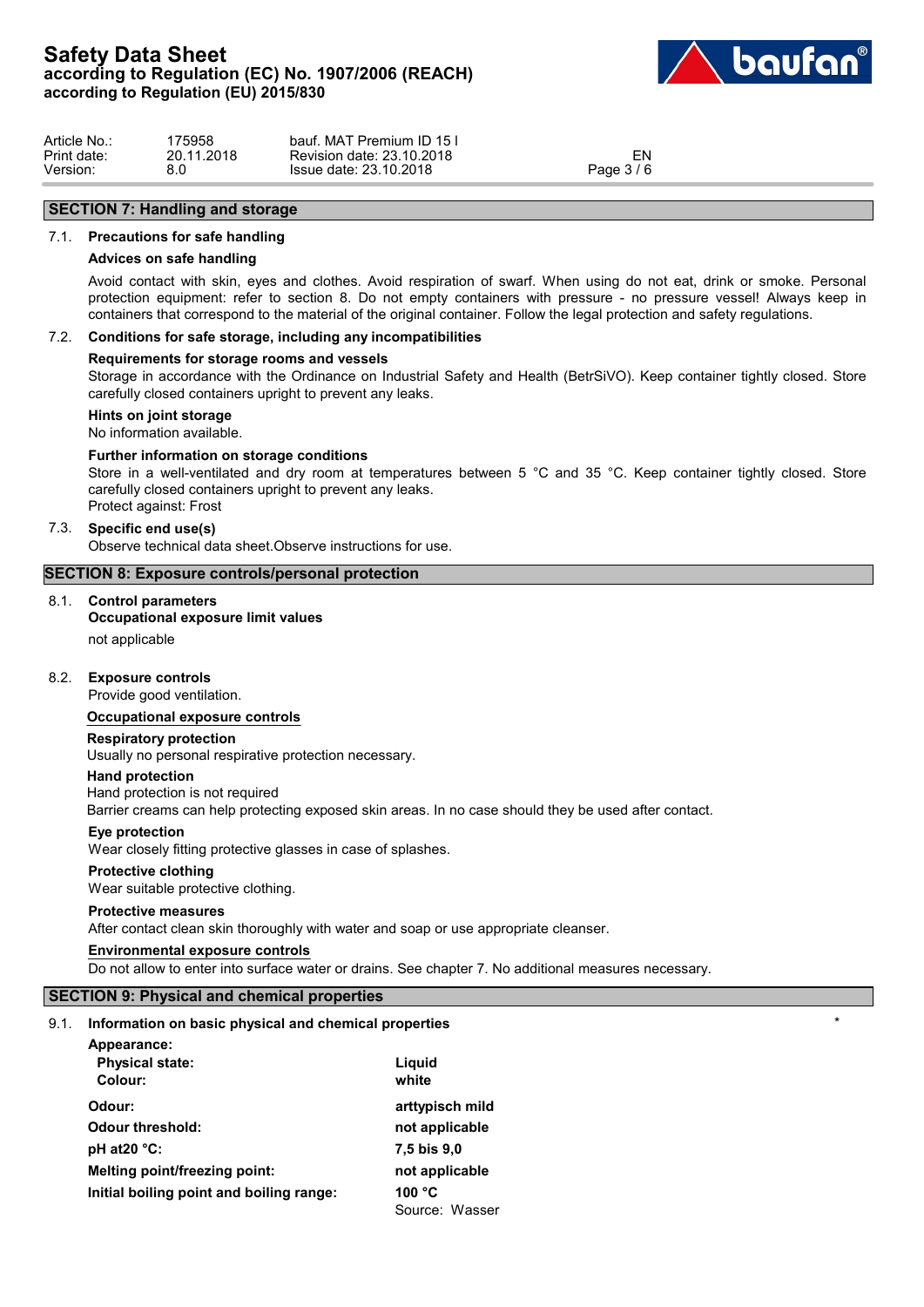## SECTION 7: Handling and storage

### 7.1. Precautions for safe handling

**Advices on safe handling**

Avoid contact with skin, eyes and clothes. Avoid respiration of swarf. When using do not eat, drink or smoke. Personal protection equipment: refer to section 8. Do not empty containers with pressure - no pressure vessel! Always keep in containers that correspond to the material of the original container. Follow the legal protection and safety regulations.

### 7.2. Conditions for safe storage, including any incompatibilities

**Requirements for storage rooms and vessels**

Storage in accordance with the Ordinance on Industrial Safety and Health (BetrSiVO). Keep container tightly closed. Store carefully closed containers upright to prevent any leaks.

**Hints on joint storage**

No information available.

**Further information on storage conditions**

Store in a well-ventilated and dry room at temperatures between 5 °C and 35 °C. Keep container tightly closed. Store carefully closed containers upright to prevent any leaks.
Protect against: Frost

### 7.3. Specific end use(s)

Observe technical data sheet.Observe instructions for use.

## SECTION 8: Exposure controls/personal protection

### 8.1. Control parameters

**Occupational exposure limit values**

not applicable

### 8.2. Exposure controls

Provide good ventilation.

**Occupational exposure controls**

**Respiratory protection**

Usually no personal respirative protection necessary.

**Hand protection**

Hand protection is not required
Barrier creams can help protecting exposed skin areas. In no case should they be used after contact.

**Eye protection**

Wear closely fitting protective glasses in case of splashes.

**Protective clothing**

Wear suitable protective clothing.

**Protective measures**

After contact clean skin thoroughly with water and soap or use appropriate cleanser.

**Environmental exposure controls**

Do not allow to enter into surface water or drains. See chapter 7. No additional measures necessary.

## SECTION 9: Physical and chemical properties

### 9.1. Information on basic physical and chemical properties *

**Appearance:**

| | |
|---|---|
| **Physical state:** | **Liquid** |
| **Colour:** | **white** |
| **Odour:** | **arttypisch mild** |
| **Odour threshold:** | **not applicable** |
| **pH at20 °C:** | **7,5 bis 9,0** |
| **Melting point/freezing point:** | **not applicable** |
| **Initial boiling point and boiling range:** | **100 °C**<br>Source: Wasser |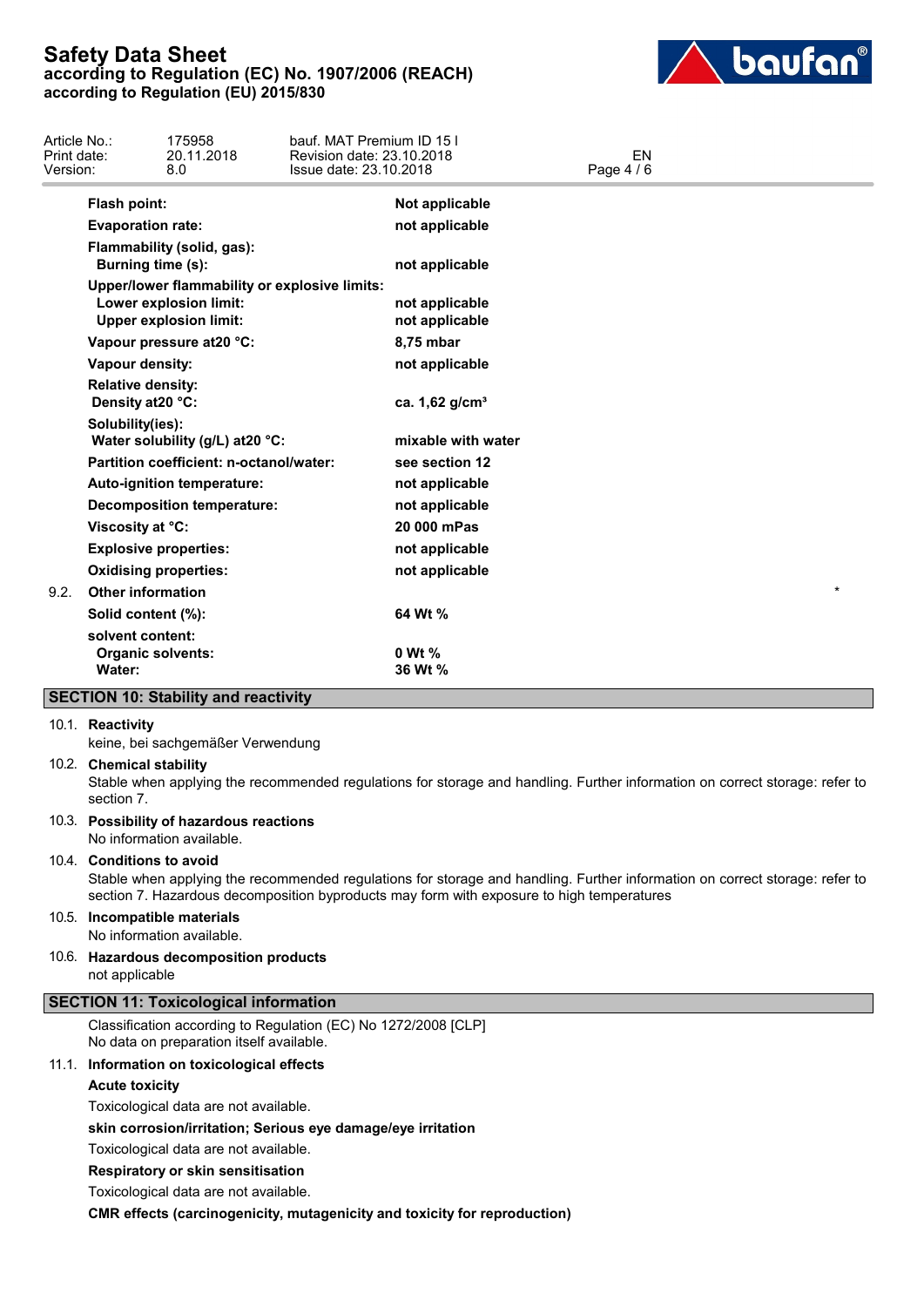| Property | Value |
|---|---|
| **Flash point:** | **Not applicable** |
| **Evaporation rate:** | **not applicable** |
| **Flammability (solid, gas):** | |
| **Burning time (s):** | **not applicable** |
| **Upper/lower flammability or explosive limits:** | |
| **Lower explosion limit:** | **not applicable** |
| **Upper explosion limit:** | **not applicable** |
| **Vapour pressure at20 °C:** | **8,75 mbar** |
| **Vapour density:** | **not applicable** |
| **Relative density:** | |
| **Density at20 °C:** | **ca. 1,62 g/cm³** |
| **Solubility(ies):** | |
| **Water solubility (g/L) at20 °C:** | **mixable with water** |
| **Partition coefficient: n-octanol/water:** | **see section 12** |
| **Auto-ignition temperature:** | **not applicable** |
| **Decomposition temperature:** | **not applicable** |
| **Viscosity at °C:** | **20 000 mPas** |
| **Explosive properties:** | **not applicable** |
| **Oxidising properties:** | **not applicable** |

### 9.2. Other information *

| Property | Value |
|---|---|
| **Solid content (%):** | **64 Wt %** |
| **solvent content:** | |
| **Organic solvents:** | **0 Wt %** |
| **Water:** | **36 Wt %** |

## SECTION 10: Stability and reactivity

### 10.1. Reactivity

keine, bei sachgemäßer Verwendung

### 10.2. Chemical stability

Stable when applying the recommended regulations for storage and handling. Further information on correct storage: refer to section 7.

### 10.3. Possibility of hazardous reactions

No information available.

### 10.4. Conditions to avoid

Stable when applying the recommended regulations for storage and handling. Further information on correct storage: refer to section 7. Hazardous decomposition byproducts may form with exposure to high temperatures

### 10.5. Incompatible materials

No information available.

### 10.6. Hazardous decomposition products

not applicable

## SECTION 11: Toxicological information

Classification according to Regulation (EC) No 1272/2008 [CLP]
No data on preparation itself available.

### 11.1. Information on toxicological effects

**Acute toxicity**

Toxicological data are not available.

**skin corrosion/irritation; Serious eye damage/eye irritation**

Toxicological data are not available.

**Respiratory or skin sensitisation**

Toxicological data are not available.

**CMR effects (carcinogenicity, mutagenicity and toxicity for reproduction)**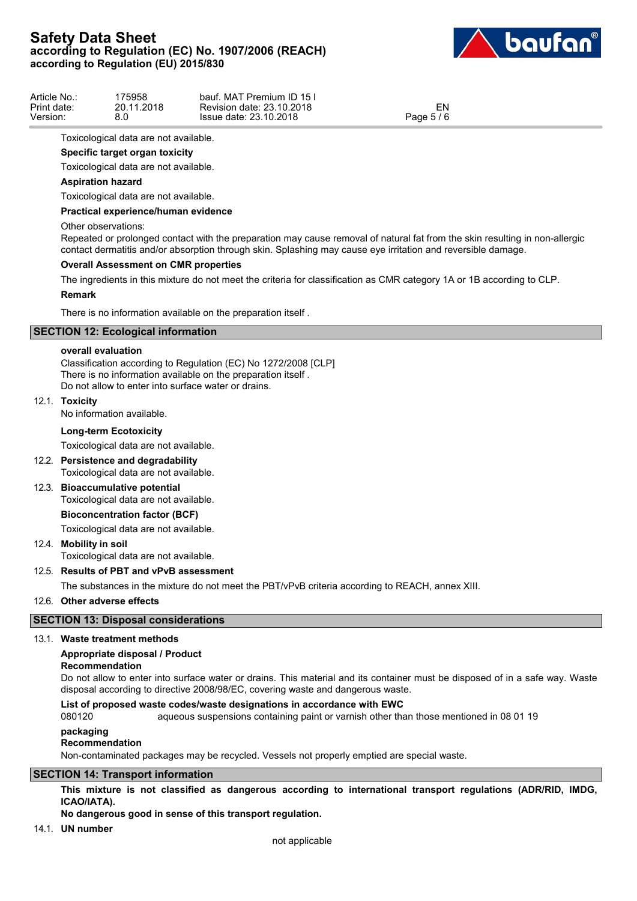Toxicological data are not available.

**Specific target organ toxicity**

Toxicological data are not available.

**Aspiration hazard**

Toxicological data are not available.

**Practical experience/human evidence**

Other observations:
Repeated or prolonged contact with the preparation may cause removal of natural fat from the skin resulting in non-allergic contact dermatitis and/or absorption through skin. Splashing may cause eye irritation and reversible damage.

**Overall Assessment on CMR properties**

The ingredients in this mixture do not meet the criteria for classification as CMR category 1A or 1B according to CLP.

**Remark**

There is no information available on the preparation itself .

## SECTION 12: Ecological information

**overall evaluation**

Classification according to Regulation (EC) No 1272/2008 [CLP]
There is no information available on the preparation itself .
Do not allow to enter into surface water or drains.

### 12.1. Toxicity

No information available.

**Long-term Ecotoxicity**

Toxicological data are not available.

### 12.2. Persistence and degradability

Toxicological data are not available.

### 12.3. Bioaccumulative potential

Toxicological data are not available.

**Bioconcentration factor (BCF)**

Toxicological data are not available.

### 12.4. Mobility in soil

Toxicological data are not available.

### 12.5. Results of PBT and vPvB assessment

The substances in the mixture do not meet the PBT/vPvB criteria according to REACH, annex XIII.

### 12.6. Other adverse effects

## SECTION 13: Disposal considerations

### 13.1. Waste treatment methods

**Appropriate disposal / Product**

**Recommendation**

Do not allow to enter into surface water or drains. This material and its container must be disposed of in a safe way. Waste disposal according to directive 2008/98/EC, covering waste and dangerous waste.

**List of proposed waste codes/waste designations in accordance with EWC**

080120 aqueous suspensions containing paint or varnish other than those mentioned in 08 01 19

**packaging**

**Recommendation**

Non-contaminated packages may be recycled. Vessels not properly emptied are special waste.

## SECTION 14: Transport information

**This mixture is not classified as dangerous according to international transport regulations (ADR/RID, IMDG, ICAO/IATA).**

**No dangerous good in sense of this transport regulation.**

### 14.1. UN number

not applicable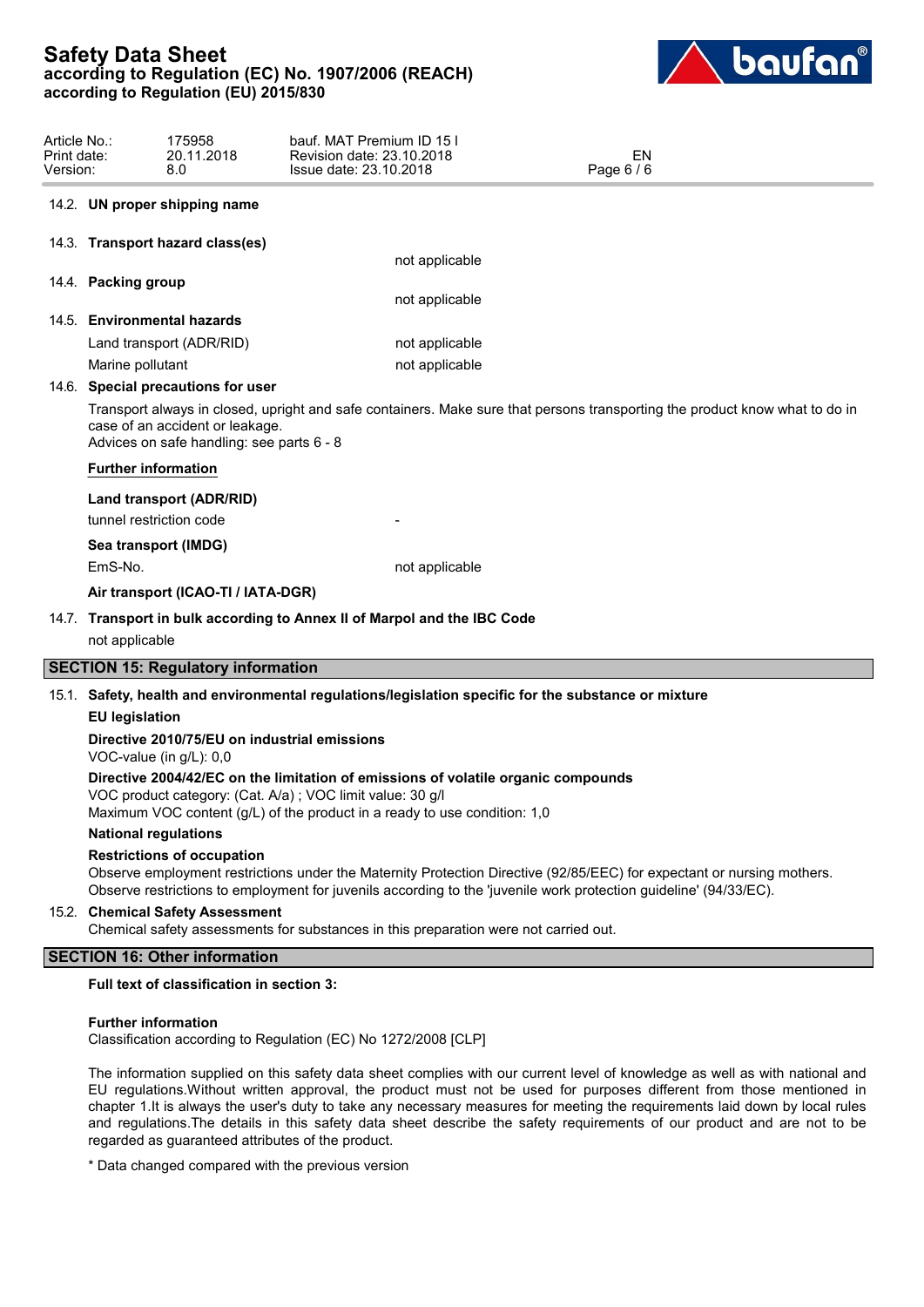14.2. **UN proper shipping name**

14.3. **Transport hazard class(es)**

not applicable

14.4. **Packing group**

not applicable

14.5. **Environmental hazards**

| | |
|---|---|
| Land transport (ADR/RID) | not applicable |
| Marine pollutant | not applicable |

14.6. **Special precautions for user**

Transport always in closed, upright and safe containers. Make sure that persons transporting the product know what to do in case of an accident or leakage.
Advices on safe handling: see parts 6 - 8

**Further information**

**Land transport (ADR/RID)**

| | |
|---|---|
| tunnel restriction code | - |

**Sea transport (IMDG)**

| | |
|---|---|
| EmS-No. | not applicable |

**Air transport (ICAO-TI / IATA-DGR)**

14.7. **Transport in bulk according to Annex II of Marpol and the IBC Code**

not applicable

## SECTION 15: Regulatory information

15.1. **Safety, health and environmental regulations/legislation specific for the substance or mixture**

**EU legislation**

**Directive 2010/75/EU on industrial emissions**
VOC-value (in g/L): 0,0

**Directive 2004/42/EC on the limitation of emissions of volatile organic compounds**
VOC product category: (Cat. A/a) ; VOC limit value: 30 g/l
Maximum VOC content (g/L) of the product in a ready to use condition: 1,0

**National regulations**

**Restrictions of occupation**
Observe employment restrictions under the Maternity Protection Directive (92/85/EEC) for expectant or nursing mothers. Observe restrictions to employment for juvenils according to the 'juvenile work protection guideline' (94/33/EC).

15.2. **Chemical Safety Assessment**
Chemical safety assessments for substances in this preparation were not carried out.

## SECTION 16: Other information

**Full text of classification in section 3:**

**Further information**
Classification according to Regulation (EC) No 1272/2008 [CLP]

The information supplied on this safety data sheet complies with our current level of knowledge as well as with national and EU regulations.Without written approval, the product must not be used for purposes different from those mentioned in chapter 1.It is always the user's duty to take any necessary measures for meeting the requirements laid down by local rules and regulations.The details in this safety data sheet describe the safety requirements of our product and are not to be regarded as guaranteed attributes of the product.

* Data changed compared with the previous version